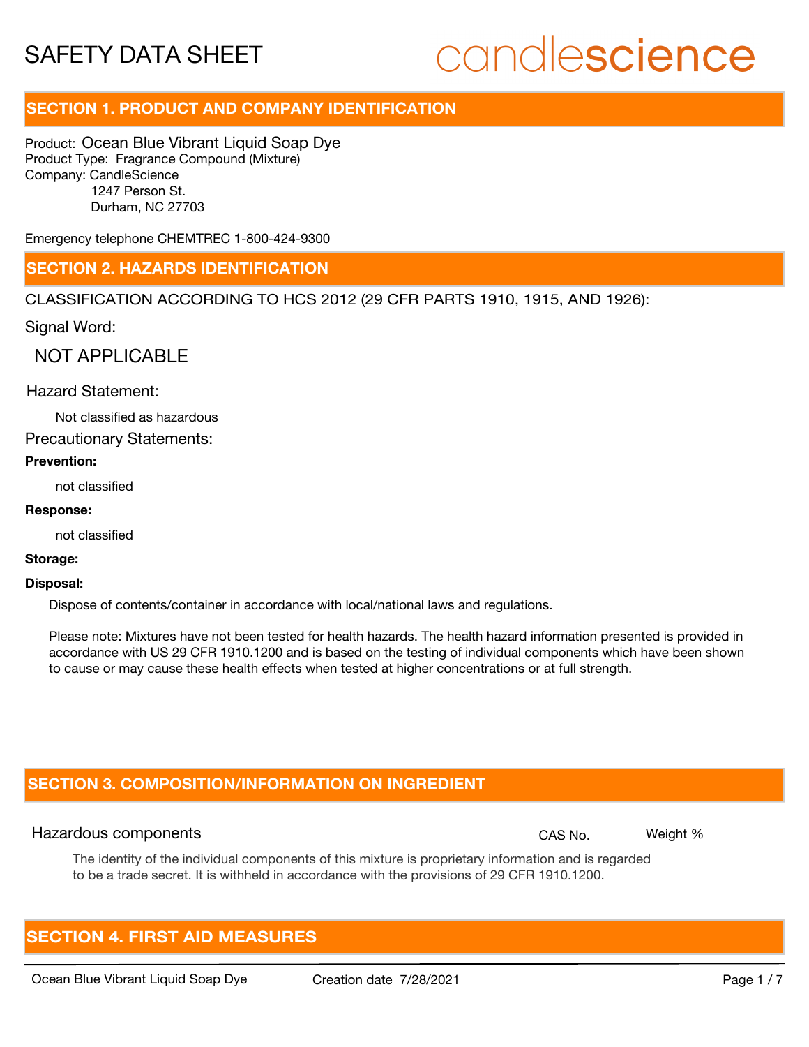# SAFETY DATA SHEET

candlescience

## SECTION 1. PRODUCT AND COMPANY IDENTIFICATION

Product: Ocean Blue Vibrant Liquid Soap Dye
Product Type: Fragrance Compound (Mixture)
Company: CandleScience
1247 Person St.
Durham, NC 27703

Emergency telephone CHEMTREC 1-800-424-9300

## SECTION 2. HAZARDS IDENTIFICATION

CLASSIFICATION ACCORDING TO HCS 2012 (29 CFR PARTS 1910, 1915, AND 1926):

Signal Word:

NOT APPLICABLE

Hazard Statement:

Not classified as hazardous

Precautionary Statements:

**Prevention:**

not classified

**Response:**

not classified

**Storage:**

**Disposal:**

Dispose of contents/container in accordance with local/national laws and regulations.

Please note: Mixtures have not been tested for health hazards. The health hazard information presented is provided in accordance with US 29 CFR 1910.1200 and is based on the testing of individual components which have been shown to cause or may cause these health effects when tested at higher concentrations or at full strength.

## SECTION 3. COMPOSITION/INFORMATION ON INGREDIENT

| Hazardous components | CAS No. | Weight % |
| --- | --- | --- |

The identity of the individual components of this mixture is proprietary information and is regarded to be a trade secret. It is withheld in accordance with the provisions of 29 CFR 1910.1200.

## SECTION 4. FIRST AID MEASURES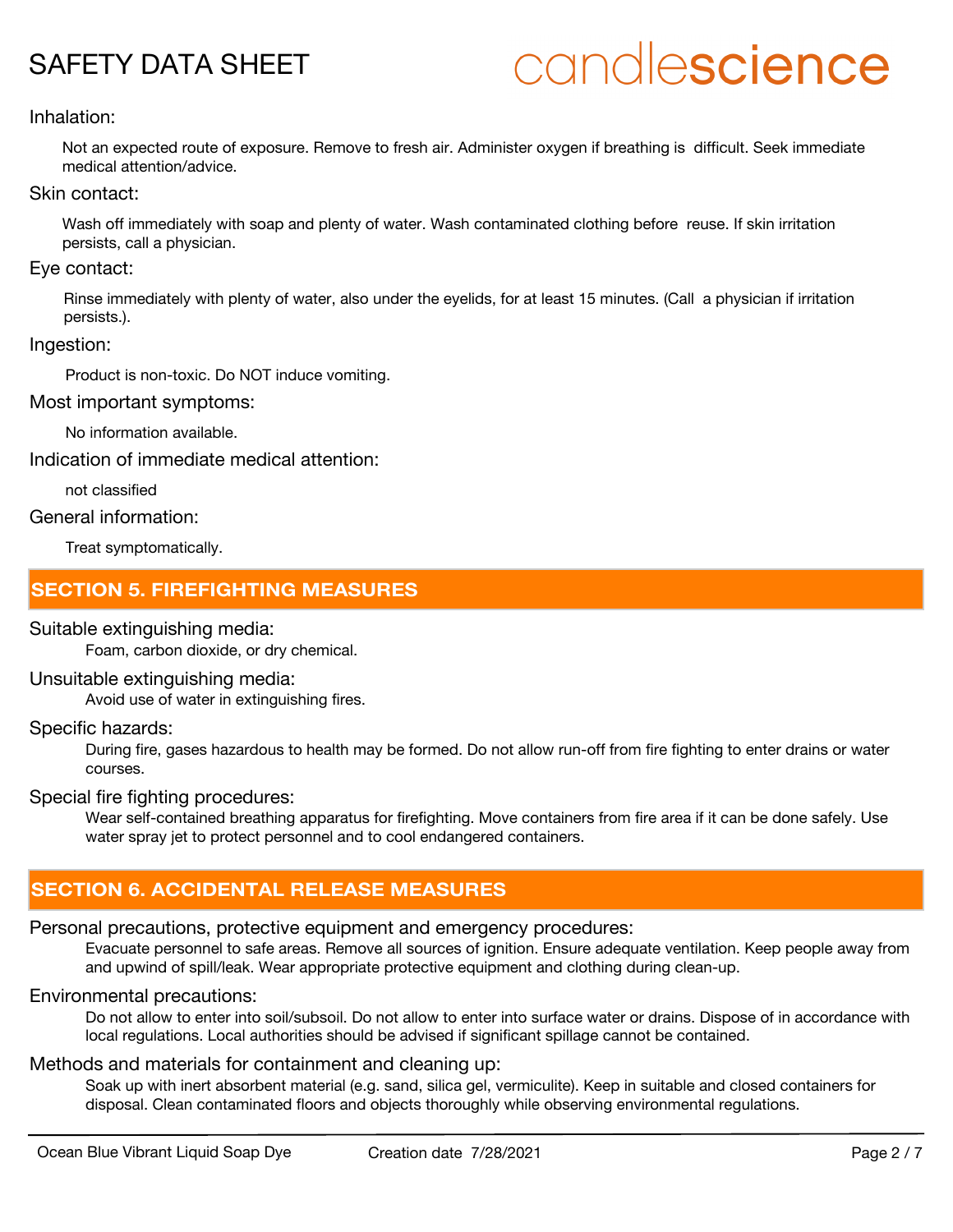Inhalation:

Not an expected route of exposure. Remove to fresh air. Administer oxygen if breathing is difficult. Seek immediate medical attention/advice.

Skin contact:

Wash off immediately with soap and plenty of water. Wash contaminated clothing before reuse. If skin irritation persists, call a physician.

Eye contact:

Rinse immediately with plenty of water, also under the eyelids, for at least 15 minutes. (Call a physician if irritation persists.).

Ingestion:

Product is non-toxic. Do NOT induce vomiting.

Most important symptoms:

No information available.

Indication of immediate medical attention:

not classified

General information:

Treat symptomatically.

## SECTION 5. FIREFIGHTING MEASURES

Suitable extinguishing media:

Foam, carbon dioxide, or dry chemical.

Unsuitable extinguishing media:

Avoid use of water in extinguishing fires.

Specific hazards:

During fire, gases hazardous to health may be formed. Do not allow run-off from fire fighting to enter drains or water courses.

Special fire fighting procedures:

Wear self-contained breathing apparatus for firefighting. Move containers from fire area if it can be done safely. Use water spray jet to protect personnel and to cool endangered containers.

## SECTION 6. ACCIDENTAL RELEASE MEASURES

Personal precautions, protective equipment and emergency procedures:

Evacuate personnel to safe areas. Remove all sources of ignition. Ensure adequate ventilation. Keep people away from and upwind of spill/leak. Wear appropriate protective equipment and clothing during clean-up.

Environmental precautions:

Do not allow to enter into soil/subsoil. Do not allow to enter into surface water or drains. Dispose of in accordance with local regulations. Local authorities should be advised if significant spillage cannot be contained.

Methods and materials for containment and cleaning up:

Soak up with inert absorbent material (e.g. sand, silica gel, vermiculite). Keep in suitable and closed containers for disposal. Clean contaminated floors and objects thoroughly while observing environmental regulations.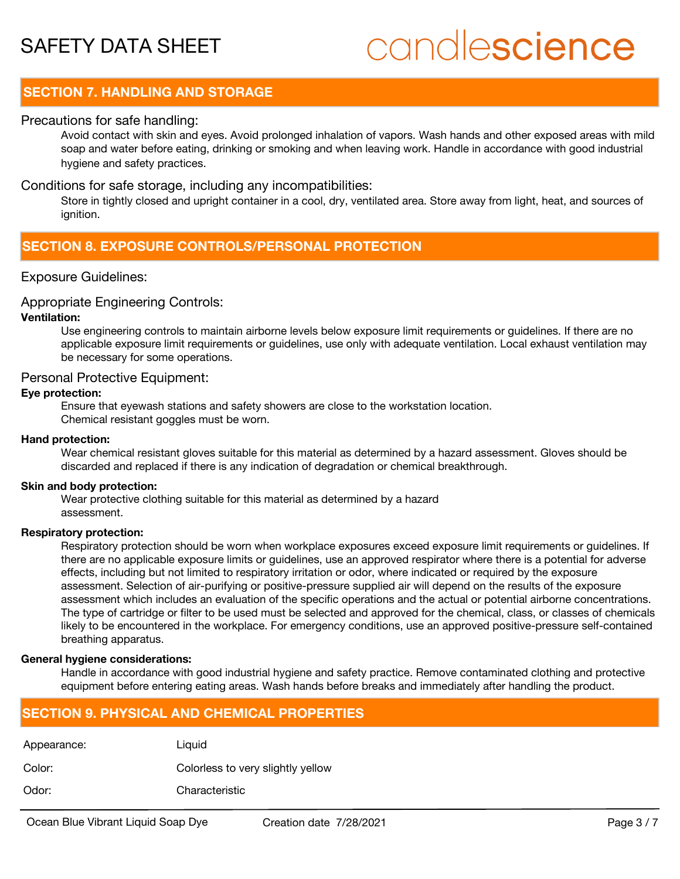## SECTION 7. HANDLING AND STORAGE

### Precautions for safe handling:

Avoid contact with skin and eyes. Avoid prolonged inhalation of vapors. Wash hands and other exposed areas with mild soap and water before eating, drinking or smoking and when leaving work. Handle in accordance with good industrial hygiene and safety practices.

### Conditions for safe storage, including any incompatibilities:

Store in tightly closed and upright container in a cool, dry, ventilated area. Store away from light, heat, and sources of ignition.

## SECTION 8. EXPOSURE CONTROLS/PERSONAL PROTECTION

### Exposure Guidelines:

### Appropriate Engineering Controls:

**Ventilation:**

Use engineering controls to maintain airborne levels below exposure limit requirements or guidelines. If there are no applicable exposure limit requirements or guidelines, use only with adequate ventilation. Local exhaust ventilation may be necessary for some operations.

### Personal Protective Equipment:

**Eye protection:**

Ensure that eyewash stations and safety showers are close to the workstation location.
Chemical resistant goggles must be worn.

**Hand protection:**

Wear chemical resistant gloves suitable for this material as determined by a hazard assessment. Gloves should be discarded and replaced if there is any indication of degradation or chemical breakthrough.

**Skin and body protection:**

Wear protective clothing suitable for this material as determined by a hazard assessment.

**Respiratory protection:**

Respiratory protection should be worn when workplace exposures exceed exposure limit requirements or guidelines. If there are no applicable exposure limits or guidelines, use an approved respirator where there is a potential for adverse effects, including but not limited to respiratory irritation or odor, where indicated or required by the exposure assessment. Selection of air-purifying or positive-pressure supplied air will depend on the results of the exposure assessment which includes an evaluation of the specific operations and the actual or potential airborne concentrations. The type of cartridge or filter to be used must be selected and approved for the chemical, class, or classes of chemicals likely to be encountered in the workplace. For emergency conditions, use an approved positive-pressure self-contained breathing apparatus.

**General hygiene considerations:**

Handle in accordance with good industrial hygiene and safety practice. Remove contaminated clothing and protective equipment before entering eating areas. Wash hands before breaks and immediately after handling the product.

## SECTION 9. PHYSICAL AND CHEMICAL PROPERTIES

| | |
|---|---|
| Appearance: | Liquid |
| Color: | Colorless to very slightly yellow |
| Odor: | Characteristic |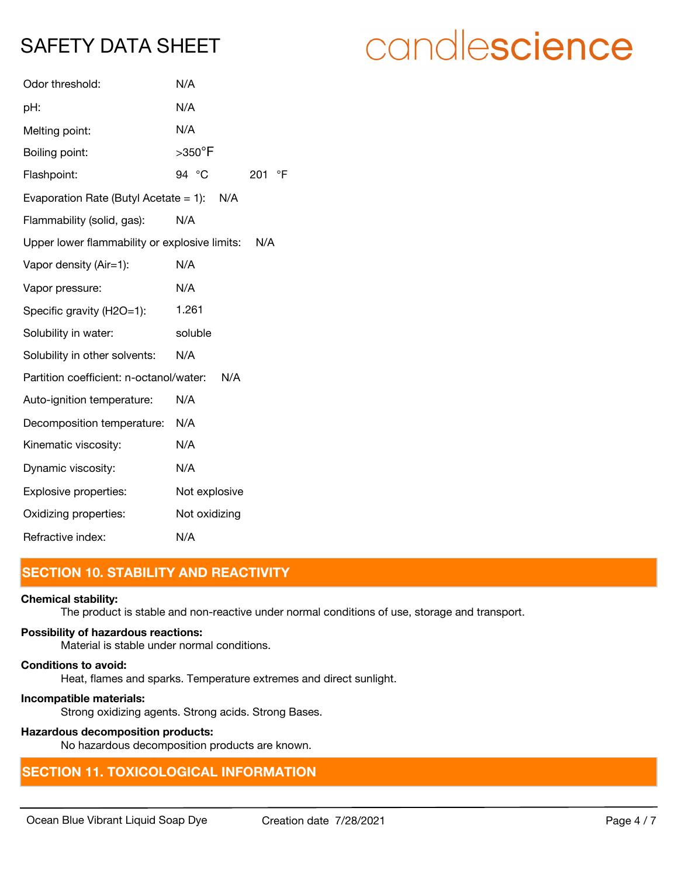| | |
|---|---|
| Odor threshold: | N/A |
| pH: | N/A |
| Melting point: | N/A |
| Boiling point: | >350°F |
| Flashpoint: | 94 °C    201 °F |
| Evaporation Rate (Butyl Acetate = 1): | N/A |
| Flammability (solid, gas): | N/A |
| Upper lower flammability or explosive limits: | N/A |
| Vapor density (Air=1): | N/A |
| Vapor pressure: | N/A |
| Specific gravity (H2O=1): | 1.261 |
| Solubility in water: | soluble |
| Solubility in other solvents: | N/A |
| Partition coefficient: n-octanol/water: | N/A |
| Auto-ignition temperature: | N/A |
| Decomposition temperature: | N/A |
| Kinematic viscosity: | N/A |
| Dynamic viscosity: | N/A |
| Explosive properties: | Not explosive |
| Oxidizing properties: | Not oxidizing |
| Refractive index: | N/A |

## SECTION 10. STABILITY AND REACTIVITY

**Chemical stability:**
The product is stable and non-reactive under normal conditions of use, storage and transport.

**Possibility of hazardous reactions:**
Material is stable under normal conditions.

**Conditions to avoid:**
Heat, flames and sparks. Temperature extremes and direct sunlight.

**Incompatible materials:**
Strong oxidizing agents. Strong acids. Strong Bases.

**Hazardous decomposition products:**
No hazardous decomposition products are known.

## SECTION 11. TOXICOLOGICAL INFORMATION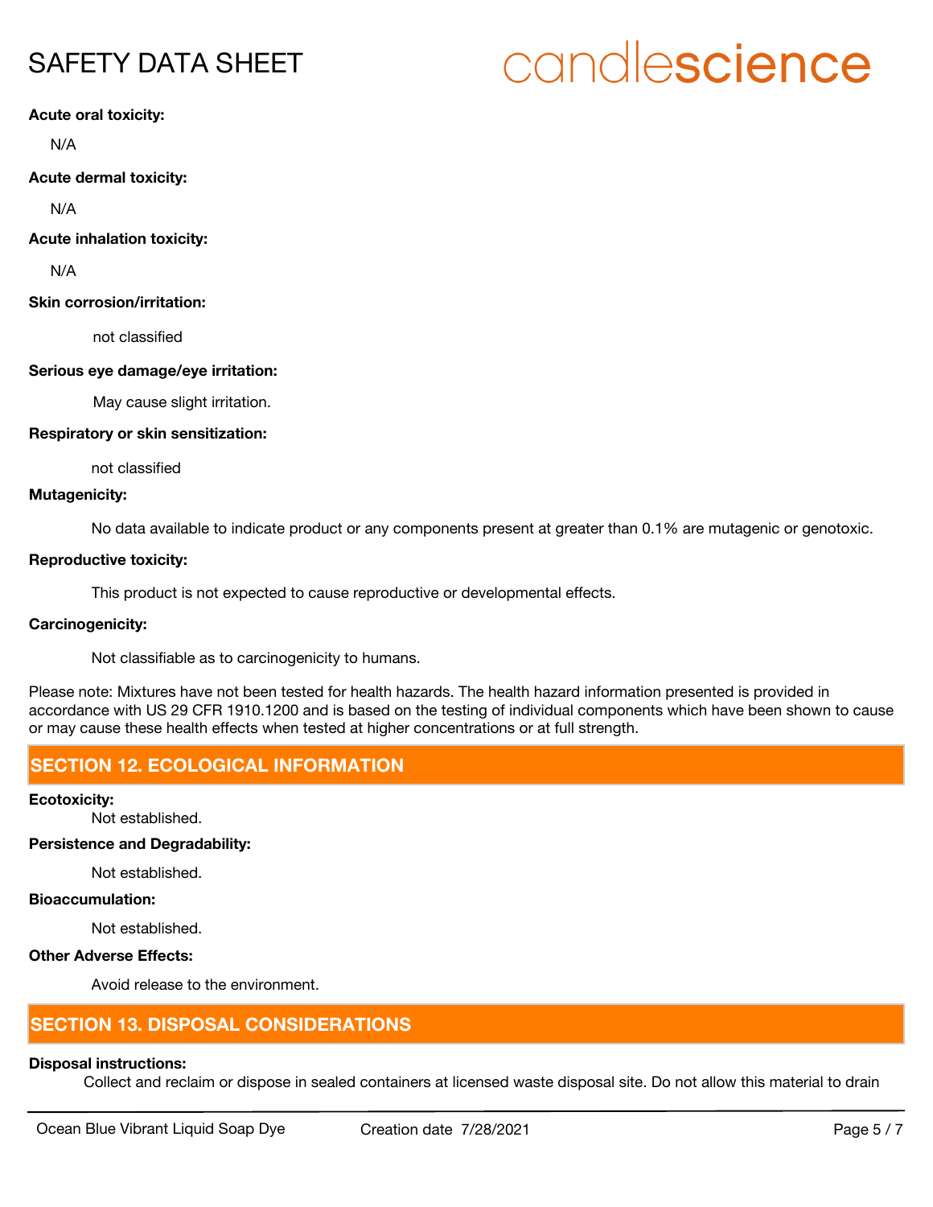**Acute oral toxicity:**

N/A

**Acute dermal toxicity:**

N/A

**Acute inhalation toxicity:**

N/A

**Skin corrosion/irritation:**

not classified

**Serious eye damage/eye irritation:**

May cause slight irritation.

**Respiratory or skin sensitization:**

not classified

**Mutagenicity:**

No data available to indicate product or any components present at greater than 0.1% are mutagenic or genotoxic.

**Reproductive toxicity:**

This product is not expected to cause reproductive or developmental effects.

**Carcinogenicity:**

Not classifiable as to carcinogenicity to humans.

Please note: Mixtures have not been tested for health hazards. The health hazard information presented is provided in accordance with US 29 CFR 1910.1200 and is based on the testing of individual components which have been shown to cause or may cause these health effects when tested at higher concentrations or at full strength.

## SECTION 12. ECOLOGICAL INFORMATION

**Ecotoxicity:**

Not established.

**Persistence and Degradability:**

Not established.

**Bioaccumulation:**

Not established.

**Other Adverse Effects:**

Avoid release to the environment.

## SECTION 13. DISPOSAL CONSIDERATIONS

**Disposal instructions:**

Collect and reclaim or dispose in sealed containers at licensed waste disposal site. Do not allow this material to drain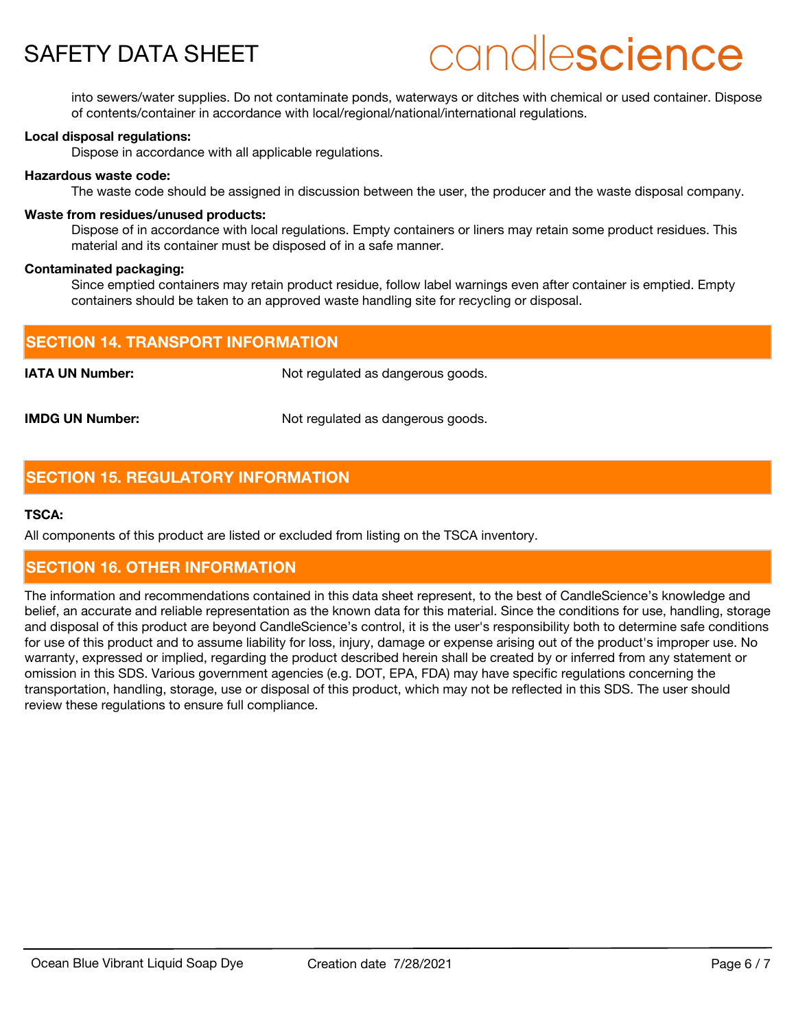into sewers/water supplies. Do not contaminate ponds, waterways or ditches with chemical or used container. Dispose of contents/container in accordance with local/regional/national/international regulations.

**Local disposal regulations:**

Dispose in accordance with all applicable regulations.

**Hazardous waste code:**

The waste code should be assigned in discussion between the user, the producer and the waste disposal company.

**Waste from residues/unused products:**

Dispose of in accordance with local regulations. Empty containers or liners may retain some product residues. This material and its container must be disposed of in a safe manner.

**Contaminated packaging:**

Since emptied containers may retain product residue, follow label warnings even after container is emptied. Empty containers should be taken to an approved waste handling site for recycling or disposal.

## SECTION 14. TRANSPORT INFORMATION

| | |
|---|---|
| **IATA UN Number:** | Not regulated as dangerous goods. |
| **IMDG UN Number:** | Not regulated as dangerous goods. |

## SECTION 15. REGULATORY INFORMATION

**TSCA:**

All components of this product are listed or excluded from listing on the TSCA inventory.

## SECTION 16. OTHER INFORMATION

The information and recommendations contained in this data sheet represent, to the best of CandleScience's knowledge and belief, an accurate and reliable representation as the known data for this material. Since the conditions for use, handling, storage and disposal of this product are beyond CandleScience's control, it is the user's responsibility both to determine safe conditions for use of this product and to assume liability for loss, injury, damage or expense arising out of the product's improper use. No warranty, expressed or implied, regarding the product described herein shall be created by or inferred from any statement or omission in this SDS. Various government agencies (e.g. DOT, EPA, FDA) may have specific regulations concerning the transportation, handling, storage, use or disposal of this product, which may not be reflected in this SDS. The user should review these regulations to ensure full compliance.